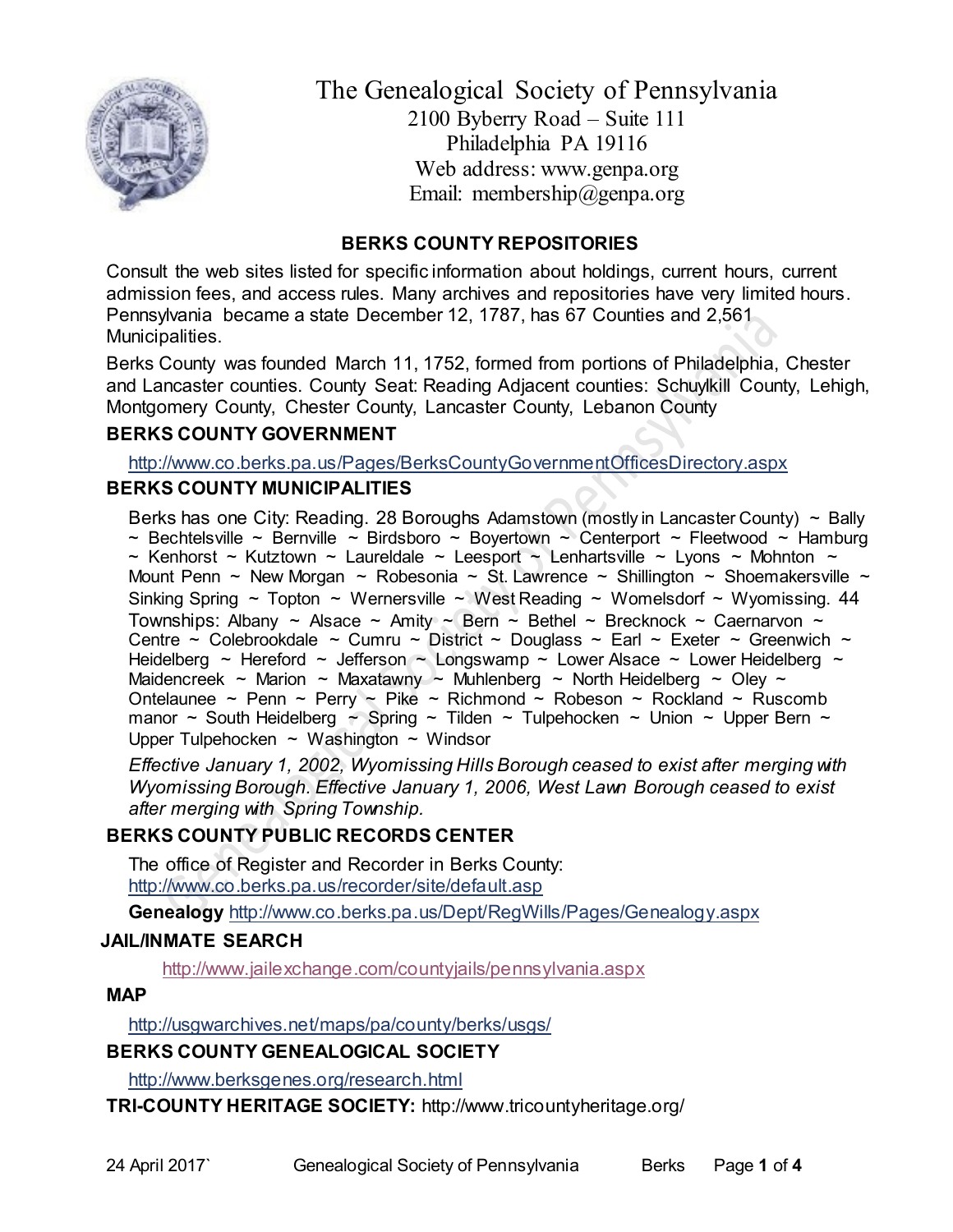# The Genealogical Society of Pennsylvania

2100 Byberry Road – Suite 111
Philadelphia PA 19116
Web address: www.genpa.org
Email: membership@genpa.org

## BERKS COUNTY REPOSITORIES

Consult the web sites listed for specific information about holdings, current hours, current admission fees, and access rules. Many archives and repositories have very limited hours. Pennsylvania became a state December 12, 1787, has 67 Counties and 2,561 Municipalities.

Berks County was founded March 11, 1752, formed from portions of Philadelphia, Chester and Lancaster counties. County Seat: Reading Adjacent counties: Schuylkill County, Lehigh, Montgomery County, Chester County, Lancaster County, Lebanon County

### BERKS COUNTY GOVERNMENT

http://www.co.berks.pa.us/Pages/BerksCountyGovernmentOfficesDirectory.aspx

### BERKS COUNTY MUNICIPALITIES

Berks has one City: Reading. 28 Boroughs Adamstown (mostly in Lancaster County) ~ Bally ~ Bechtelsville ~ Bernville ~ Birdsboro ~ Boyertown ~ Centerport ~ Fleetwood ~ Hamburg ~ Kenhorst ~ Kutztown ~ Laureldale ~ Leesport ~ Lenhartsville ~ Lyons ~ Mohnton ~ Mount Penn ~ New Morgan ~ Robesonia ~ St. Lawrence ~ Shillington ~ Shoemakersville ~ Sinking Spring ~ Topton ~ Wernersville ~ West Reading ~ Womelsdorf ~ Wyomissing. 44 Townships: Albany ~ Alsace ~ Amity ~ Bern ~ Bethel ~ Brecknock ~ Caernarvon ~ Centre ~ Colebrookdale ~ Cumru ~ District ~ Douglass ~ Earl ~ Exeter ~ Greenwich ~ Heidelberg ~ Hereford ~ Jefferson ~ Longswamp ~ Lower Alsace ~ Lower Heidelberg ~ Maidencreek ~ Marion ~ Maxatawny ~ Muhlenberg ~ North Heidelberg ~ Oley ~ Ontelaunee ~ Penn ~ Perry ~ Pike ~ Richmond ~ Robeson ~ Rockland ~ Ruscomb manor ~ South Heidelberg ~ Spring ~ Tilden ~ Tulpehocken ~ Union ~ Upper Bern ~ Upper Tulpehocken ~ Washington ~ Windsor

*Effective January 1, 2002, Wyomissing Hills Borough ceased to exist after merging with Wyomissing Borough. Effective January 1, 2006, West Lawn Borough ceased to exist after merging with Spring Township.*

### BERKS COUNTY PUBLIC RECORDS CENTER

The office of Register and Recorder in Berks County:
http://www.co.berks.pa.us/recorder/site/default.asp

**Genealogy** http://www.co.berks.pa.us/Dept/RegWills/Pages/Genealogy.aspx

### JAIL/INMATE SEARCH

http://www.jailexchange.com/countyjails/pennsylvania.aspx

### MAP

http://usgwarchives.net/maps/pa/county/berks/usgs/

### BERKS COUNTY GENEALOGICAL SOCIETY

http://www.berksgenes.org/research.html

**TRI-COUNTY HERITAGE SOCIETY:** http://www.tricountyheritage.org/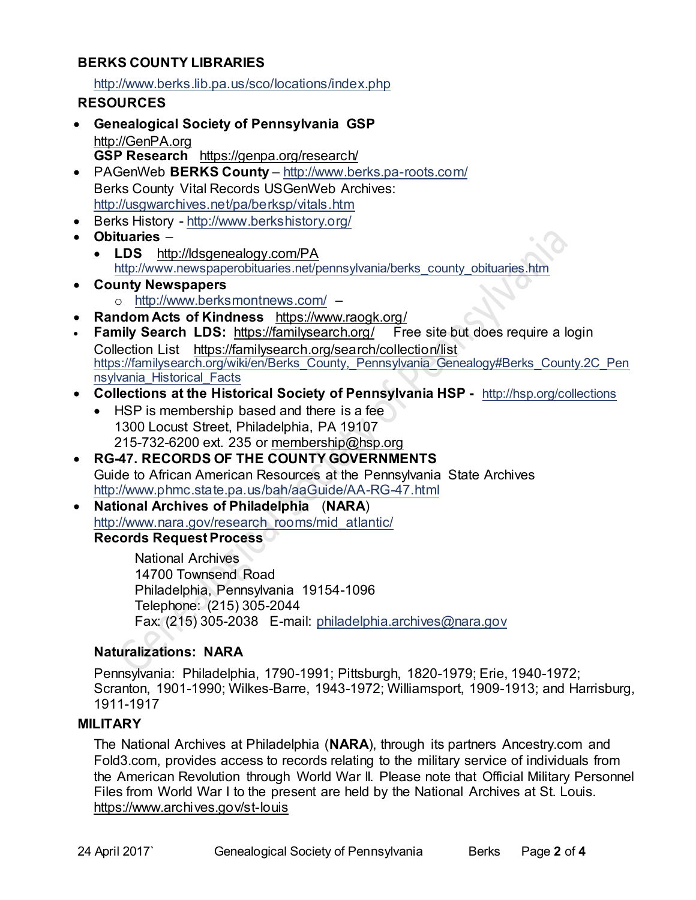## BERKS COUNTY LIBRARIES

http://www.berks.lib.pa.us/sco/locations/index.php

## RESOURCES

- **Genealogical Society of Pennsylvania GSP**
  http://GenPA.org
  **GSP Research** https://genpa.org/research/
- PAGenWeb **BERKS County** – http://www.berks.pa-roots.com/
  Berks County Vital Records USGenWeb Archives:
  http://usgwarchives.net/pa/berksp/vitals.htm
- Berks History - http://www.berkshistory.org/
- **Obituaries** –
  - **LDS** http://ldsgenealogy.com/PA
    http://www.newspaperobituaries.net/pennsylvania/berks_county_obituaries.htm
- **County Newspapers**
  - http://www.berksmontnews.com/ –
- **Random Acts of Kindness** https://www.raogk.org/
- **Family Search LDS:** https://familysearch.org/ Free site but does require a login
  Collection List https://familysearch.org/search/collection/list
  https://familysearch.org/wiki/en/Berks_County,_Pennsylvania_Genealogy#Berks_County.2C_Pennsylvania_Historical_Facts
- **Collections at the Historical Society of Pennsylvania HSP -** http://hsp.org/collections
  - HSP is membership based and there is a fee
    1300 Locust Street, Philadelphia, PA 19107
    215-732-6200 ext. 235 or membership@hsp.org
- **RG-47. RECORDS OF THE COUNTY GOVERNMENTS**
  Guide to African American Resources at the Pennsylvania State Archives
  http://www.phmc.state.pa.us/bah/aaGuide/AA-RG-47.html
- **National Archives of Philadelphia** (**NARA**)
  http://www.nara.gov/research_rooms/mid_atlantic/
  **Records Request Process**

  National Archives
  14700 Townsend Road
  Philadelphia, Pennsylvania 19154-1096
  Telephone: (215) 305-2044
  Fax: (215) 305-2038 E-mail: philadelphia.archives@nara.gov

  **Naturalizations: NARA**

  Pennsylvania: Philadelphia, 1790-1991; Pittsburgh, 1820-1979; Erie, 1940-1972; Scranton, 1901-1990; Wilkes-Barre, 1943-1972; Williamsport, 1909-1913; and Harrisburg, 1911-1917

## MILITARY

The National Archives at Philadelphia (**NARA**), through its partners Ancestry.com and Fold3.com, provides access to records relating to the military service of individuals from the American Revolution through World War II. Please note that Official Military Personnel Files from World War I to the present are held by the National Archives at St. Louis.
https://www.archives.gov/st-louis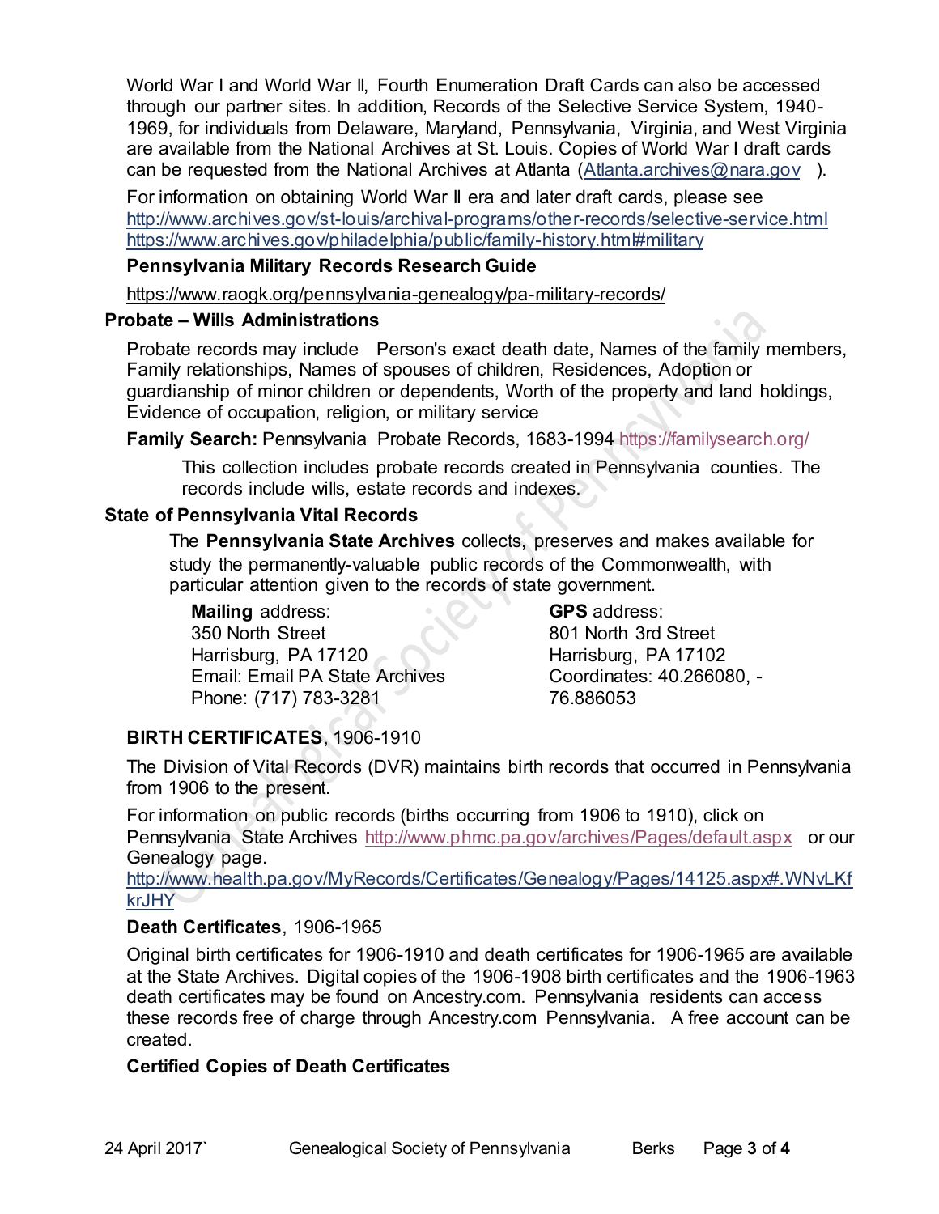World War I and World War II, Fourth Enumeration Draft Cards can also be accessed through our partner sites. In addition, Records of the Selective Service System, 1940-1969, for individuals from Delaware, Maryland, Pennsylvania, Virginia, and West Virginia are available from the National Archives at St. Louis. Copies of World War I draft cards can be requested from the National Archives at Atlanta (Atlanta.archives@nara.gov ).

For information on obtaining World War II era and later draft cards, please see http://www.archives.gov/st-louis/archival-programs/other-records/selective-service.html https://www.archives.gov/philadelphia/public/family-history.html#military

**Pennsylvania Military Records Research Guide**

https://www.raogk.org/pennsylvania-genealogy/pa-military-records/

## Probate – Wills Administrations

Probate records may include Person's exact death date, Names of the family members, Family relationships, Names of spouses of children, Residences, Adoption or guardianship of minor children or dependents, Worth of the property and land holdings, Evidence of occupation, religion, or military service

**Family Search:** Pennsylvania Probate Records, 1683-1994 https://familysearch.org/

This collection includes probate records created in Pennsylvania counties. The records include wills, estate records and indexes.

## State of Pennsylvania Vital Records

The **Pennsylvania State Archives** collects, preserves and makes available for study the permanently-valuable public records of the Commonwealth, with particular attention given to the records of state government.

**Mailing** address:
350 North Street
Harrisburg, PA 17120
Email: Email PA State Archives
Phone: (717) 783-3281

**GPS** address:
801 North 3rd Street
Harrisburg, PA 17102
Coordinates: 40.266080, -76.886053

**BIRTH CERTIFICATES**, 1906-1910

The Division of Vital Records (DVR) maintains birth records that occurred in Pennsylvania from 1906 to the present.

For information on public records (births occurring from 1906 to 1910), click on Pennsylvania State Archives http://www.phmc.pa.gov/archives/Pages/default.aspx or our Genealogy page.
http://www.health.pa.gov/MyRecords/Certificates/Genealogy/Pages/14125.aspx#.WNvLKfkrJHY

**Death Certificates**, 1906-1965

Original birth certificates for 1906-1910 and death certificates for 1906-1965 are available at the State Archives. Digital copies of the 1906-1908 birth certificates and the 1906-1963 death certificates may be found on Ancestry.com. Pennsylvania residents can access these records free of charge through Ancestry.com Pennsylvania. A free account can be created.

**Certified Copies of Death Certificates**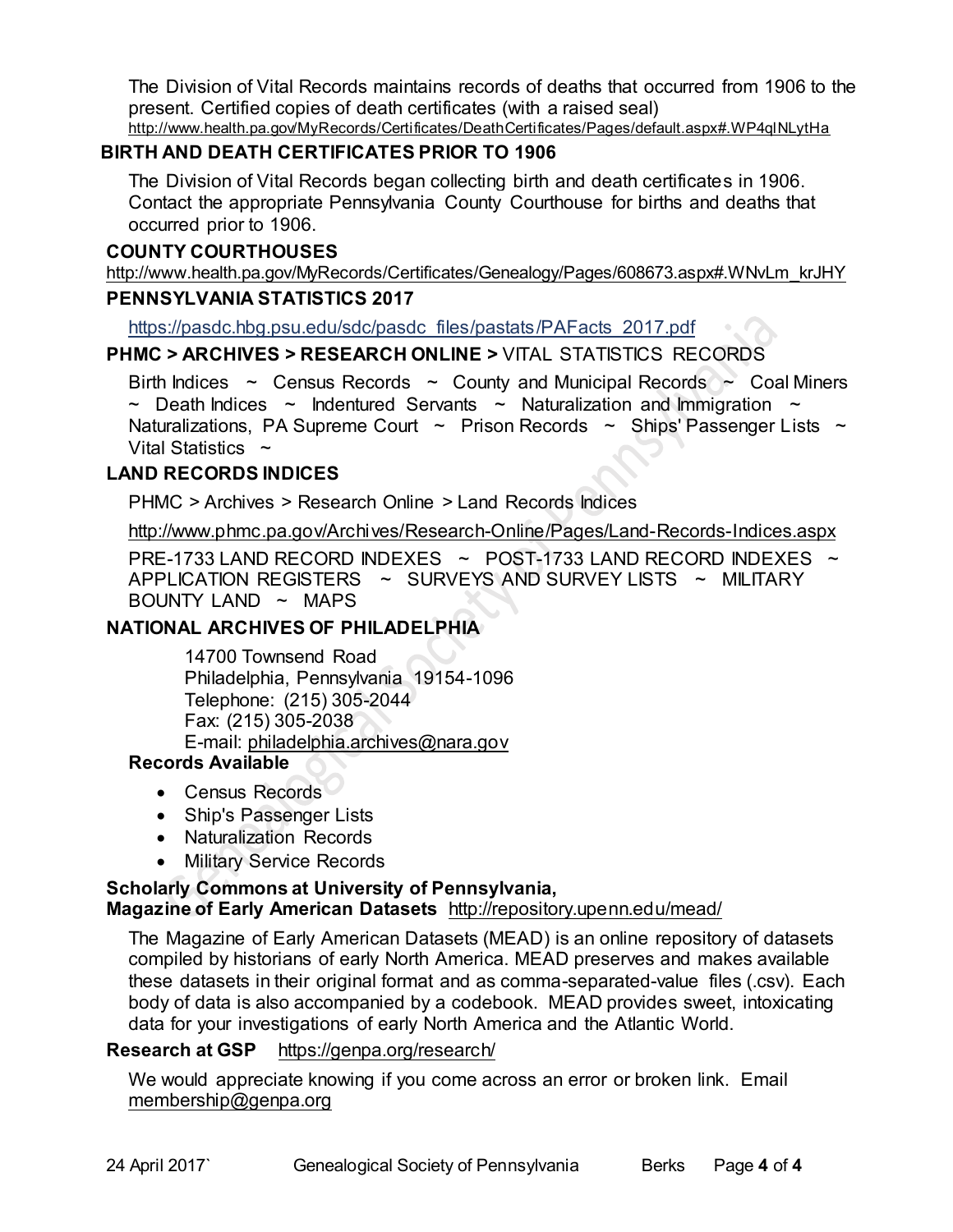The Division of Vital Records maintains records of deaths that occurred from 1906 to the present. Certified copies of death certificates (with a raised seal)
http://www.health.pa.gov/MyRecords/Certificates/DeathCertificates/Pages/default.aspx#.WP4qINLytHa

## BIRTH AND DEATH CERTIFICATES PRIOR TO 1906

The Division of Vital Records began collecting birth and death certificates in 1906. Contact the appropriate Pennsylvania County Courthouse for births and deaths that occurred prior to 1906.

## COUNTY COURTHOUSES

http://www.health.pa.gov/MyRecords/Certificates/Genealogy/Pages/608673.aspx#.WNvLm_krJHY

## PENNSYLVANIA STATISTICS 2017

https://pasdc.hbg.psu.edu/sdc/pasdc_files/pastats/PAFacts_2017.pdf

## PHMC > ARCHIVES > RESEARCH ONLINE > VITAL STATISTICS RECORDS

Birth Indices ~ Census Records ~ County and Municipal Records ~ Coal Miners ~ Death Indices ~ Indentured Servants ~ Naturalization and Immigration ~ Naturalizations, PA Supreme Court ~ Prison Records ~ Ships' Passenger Lists ~ Vital Statistics ~

## LAND RECORDS INDICES

PHMC > Archives > Research Online > Land Records Indices

http://www.phmc.pa.gov/Archives/Research-Online/Pages/Land-Records-Indices.aspx

PRE-1733 LAND RECORD INDEXES ~ POST-1733 LAND RECORD INDEXES ~ APPLICATION REGISTERS ~ SURVEYS AND SURVEY LISTS ~ MILITARY BOUNTY LAND ~ MAPS

## NATIONAL ARCHIVES OF PHILADELPHIA

14700 Townsend Road
Philadelphia, Pennsylvania 19154-1096
Telephone: (215) 305-2044
Fax: (215) 305-2038
E-mail: philadelphia.archives@nara.gov

**Records Available**

- Census Records
- Ship's Passenger Lists
- Naturalization Records
- Military Service Records

## Scholarly Commons at University of Pennsylvania, Magazine of Early American Datasets http://repository.upenn.edu/mead/

The Magazine of Early American Datasets (MEAD) is an online repository of datasets compiled by historians of early North America. MEAD preserves and makes available these datasets in their original format and as comma-separated-value files (.csv). Each body of data is also accompanied by a codebook. MEAD provides sweet, intoxicating data for your investigations of early North America and the Atlantic World.

## Research at GSP https://genpa.org/research/

We would appreciate knowing if you come across an error or broken link. Email membership@genpa.org